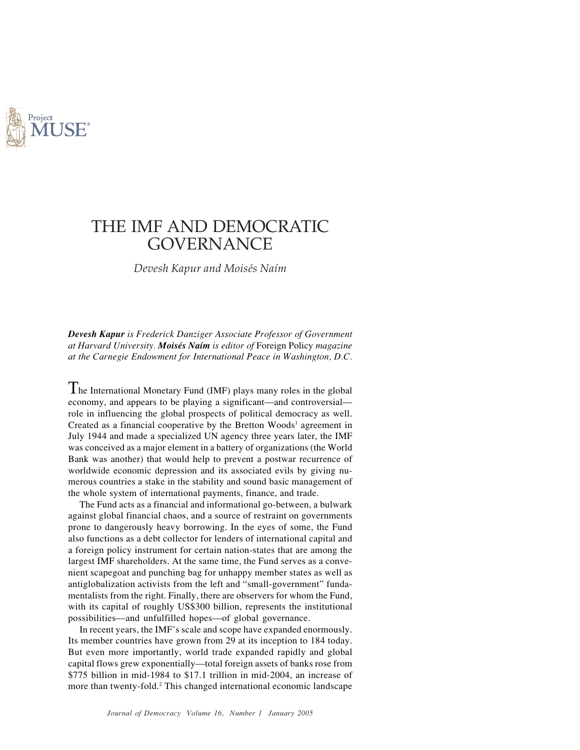# THE IMF AND DEMOCRATIC GOVERNANCE

*Devesh Kapur and Moisés Naím*

***Devesh Kapur** is Frederick Danziger Associate Professor of Government at Harvard University. **Moisés Naím** is editor of* Foreign Policy *magazine at the Carnegie Endowment for International Peace in Washington, D.C.*

The International Monetary Fund (IMF) plays many roles in the global economy, and appears to be playing a significant—and controversial—role in influencing the global prospects of political democracy as well. Created as a financial cooperative by the Bretton Woods[1] agreement in July 1944 and made a specialized UN agency three years later, the IMF was conceived as a major element in a battery of organizations (the World Bank was another) that would help to prevent a postwar recurrence of worldwide economic depression and its associated evils by giving numerous countries a stake in the stability and sound basic management of the whole system of international payments, finance, and trade.

The Fund acts as a financial and informational go-between, a bulwark against global financial chaos, and a source of restraint on governments prone to dangerously heavy borrowing. In the eyes of some, the Fund also functions as a debt collector for lenders of international capital and a foreign policy instrument for certain nation-states that are among the largest IMF shareholders. At the same time, the Fund serves as a convenient scapegoat and punching bag for unhappy member states as well as antiglobalization activists from the left and "small-government" fundamentalists from the right. Finally, there are observers for whom the Fund, with its capital of roughly US$300 billion, represents the institutional possibilities—and unfulfilled hopes—of global governance.

In recent years, the IMF's scale and scope have expanded enormously. Its member countries have grown from 29 at its inception to 184 today. But even more importantly, world trade expanded rapidly and global capital flows grew exponentially—total foreign assets of banks rose from $775 billion in mid-1984 to $17.1 trillion in mid-2004, an increase of more than twenty-fold.[2] This changed international economic landscape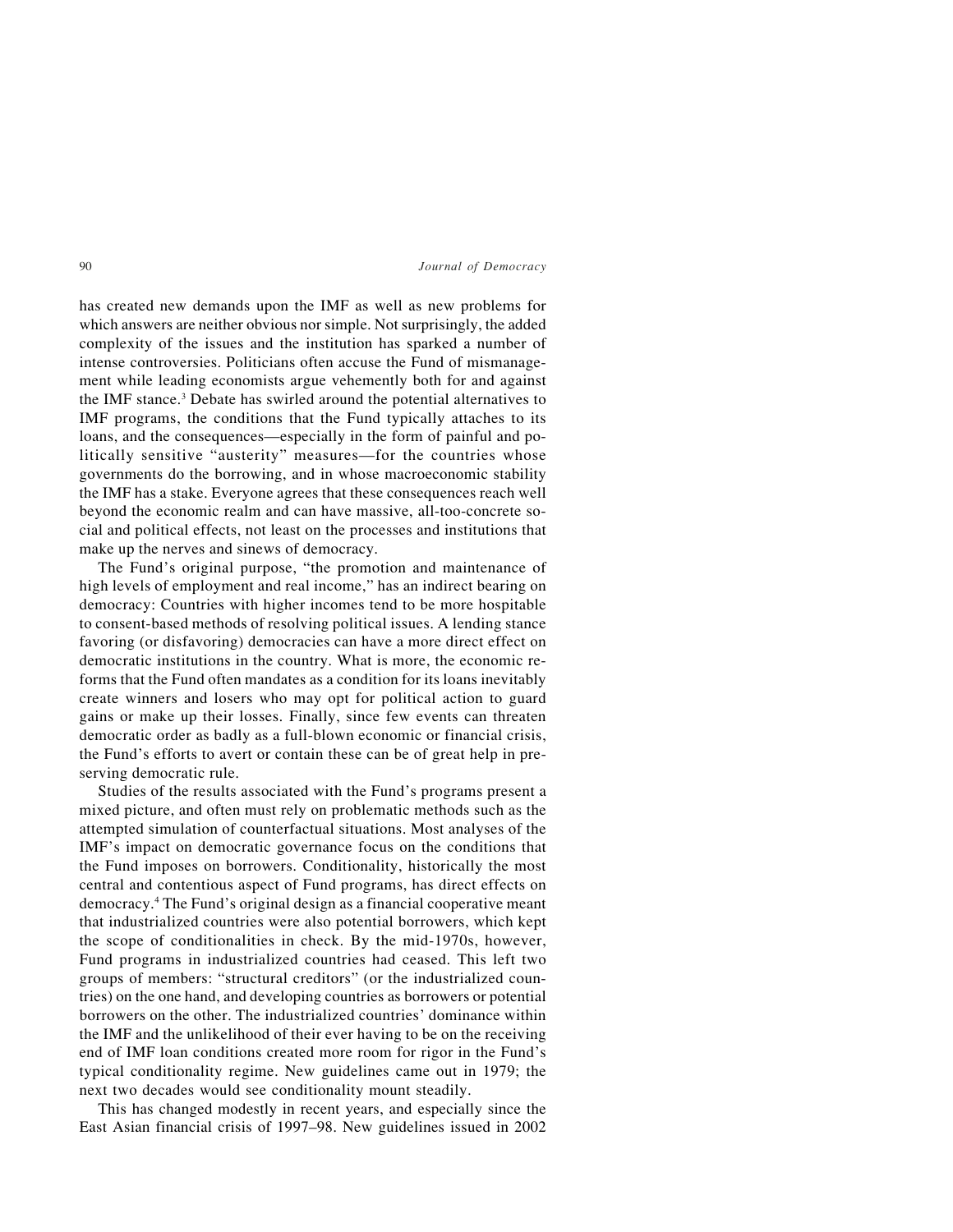has created new demands upon the IMF as well as new problems for which answers are neither obvious nor simple. Not surprisingly, the added complexity of the issues and the institution has sparked a number of intense controversies. Politicians often accuse the Fund of mismanagement while leading economists argue vehemently both for and against the IMF stance.[3] Debate has swirled around the potential alternatives to IMF programs, the conditions that the Fund typically attaches to its loans, and the consequences—especially in the form of painful and politically sensitive "austerity" measures—for the countries whose governments do the borrowing, and in whose macroeconomic stability the IMF has a stake. Everyone agrees that these consequences reach well beyond the economic realm and can have massive, all-too-concrete social and political effects, not least on the processes and institutions that make up the nerves and sinews of democracy.

The Fund's original purpose, "the promotion and maintenance of high levels of employment and real income," has an indirect bearing on democracy: Countries with higher incomes tend to be more hospitable to consent-based methods of resolving political issues. A lending stance favoring (or disfavoring) democracies can have a more direct effect on democratic institutions in the country. What is more, the economic reforms that the Fund often mandates as a condition for its loans inevitably create winners and losers who may opt for political action to guard gains or make up their losses. Finally, since few events can threaten democratic order as badly as a full-blown economic or financial crisis, the Fund's efforts to avert or contain these can be of great help in preserving democratic rule.

Studies of the results associated with the Fund's programs present a mixed picture, and often must rely on problematic methods such as the attempted simulation of counterfactual situations. Most analyses of the IMF's impact on democratic governance focus on the conditions that the Fund imposes on borrowers. Conditionality, historically the most central and contentious aspect of Fund programs, has direct effects on democracy.[4] The Fund's original design as a financial cooperative meant that industrialized countries were also potential borrowers, which kept the scope of conditionalities in check. By the mid-1970s, however, Fund programs in industrialized countries had ceased. This left two groups of members: "structural creditors" (or the industrialized countries) on the one hand, and developing countries as borrowers or potential borrowers on the other. The industrialized countries' dominance within the IMF and the unlikelihood of their ever having to be on the receiving end of IMF loan conditions created more room for rigor in the Fund's typical conditionality regime. New guidelines came out in 1979; the next two decades would see conditionality mount steadily.

This has changed modestly in recent years, and especially since the East Asian financial crisis of 1997–98. New guidelines issued in 2002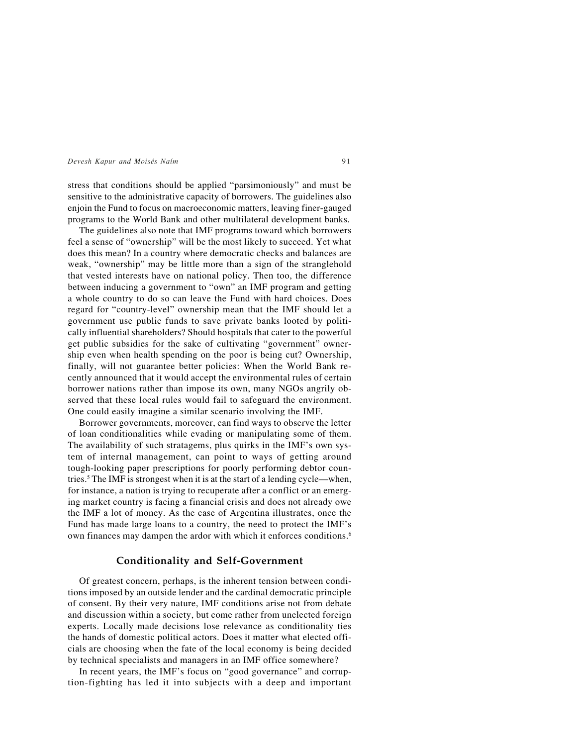stress that conditions should be applied "parsimoniously" and must be sensitive to the administrative capacity of borrowers. The guidelines also enjoin the Fund to focus on macroeconomic matters, leaving finer-gauged programs to the World Bank and other multilateral development banks.

The guidelines also note that IMF programs toward which borrowers feel a sense of "ownership" will be the most likely to succeed. Yet what does this mean? In a country where democratic checks and balances are weak, "ownership" may be little more than a sign of the stranglehold that vested interests have on national policy. Then too, the difference between inducing a government to "own" an IMF program and getting a whole country to do so can leave the Fund with hard choices. Does regard for "country-level" ownership mean that the IMF should let a government use public funds to save private banks looted by politically influential shareholders? Should hospitals that cater to the powerful get public subsidies for the sake of cultivating "government" ownership even when health spending on the poor is being cut? Ownership, finally, will not guarantee better policies: When the World Bank recently announced that it would accept the environmental rules of certain borrower nations rather than impose its own, many NGOs angrily observed that these local rules would fail to safeguard the environment. One could easily imagine a similar scenario involving the IMF.

Borrower governments, moreover, can find ways to observe the letter of loan conditionalities while evading or manipulating some of them. The availability of such stratagems, plus quirks in the IMF's own system of internal management, can point to ways of getting around tough-looking paper prescriptions for poorly performing debtor countries.[5] The IMF is strongest when it is at the start of a lending cycle—when, for instance, a nation is trying to recuperate after a conflict or an emerging market country is facing a financial crisis and does not already owe the IMF a lot of money. As the case of Argentina illustrates, once the Fund has made large loans to a country, the need to protect the IMF's own finances may dampen the ardor with which it enforces conditions.[6]

## Conditionality and Self-Government

Of greatest concern, perhaps, is the inherent tension between conditions imposed by an outside lender and the cardinal democratic principle of consent. By their very nature, IMF conditions arise not from debate and discussion within a society, but come rather from unelected foreign experts. Locally made decisions lose relevance as conditionality ties the hands of domestic political actors. Does it matter what elected officials are choosing when the fate of the local economy is being decided by technical specialists and managers in an IMF office somewhere?

In recent years, the IMF's focus on "good governance" and corruption-fighting has led it into subjects with a deep and important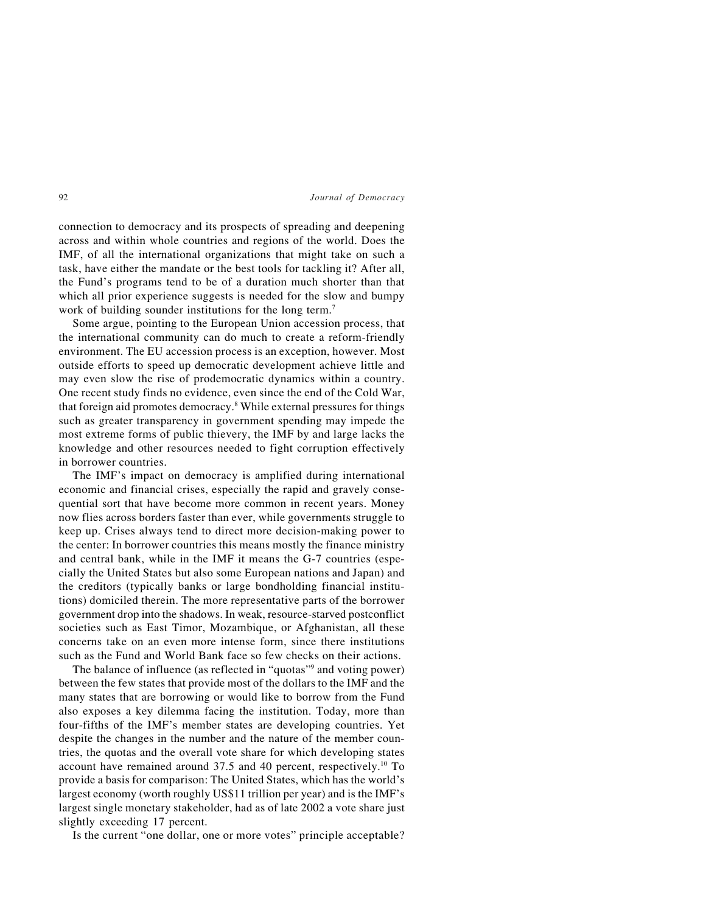connection to democracy and its prospects of spreading and deepening across and within whole countries and regions of the world. Does the IMF, of all the international organizations that might take on such a task, have either the mandate or the best tools for tackling it? After all, the Fund's programs tend to be of a duration much shorter than that which all prior experience suggests is needed for the slow and bumpy work of building sounder institutions for the long term.[7]

Some argue, pointing to the European Union accession process, that the international community can do much to create a reform-friendly environment. The EU accession process is an exception, however. Most outside efforts to speed up democratic development achieve little and may even slow the rise of prodemocratic dynamics within a country. One recent study finds no evidence, even since the end of the Cold War, that foreign aid promotes democracy.[8] While external pressures for things such as greater transparency in government spending may impede the most extreme forms of public thievery, the IMF by and large lacks the knowledge and other resources needed to fight corruption effectively in borrower countries.

The IMF's impact on democracy is amplified during international economic and financial crises, especially the rapid and gravely consequential sort that have become more common in recent years. Money now flies across borders faster than ever, while governments struggle to keep up. Crises always tend to direct more decision-making power to the center: In borrower countries this means mostly the finance ministry and central bank, while in the IMF it means the G-7 countries (especially the United States but also some European nations and Japan) and the creditors (typically banks or large bondholding financial institutions) domiciled therein. The more representative parts of the borrower government drop into the shadows. In weak, resource-starved postconflict societies such as East Timor, Mozambique, or Afghanistan, all these concerns take on an even more intense form, since there institutions such as the Fund and World Bank face so few checks on their actions.

The balance of influence (as reflected in "quotas"[9] and voting power) between the few states that provide most of the dollars to the IMF and the many states that are borrowing or would like to borrow from the Fund also exposes a key dilemma facing the institution. Today, more than four-fifths of the IMF's member states are developing countries. Yet despite the changes in the number and the nature of the member countries, the quotas and the overall vote share for which developing states account have remained around 37.5 and 40 percent, respectively.[10] To provide a basis for comparison: The United States, which has the world's largest economy (worth roughly US$11 trillion per year) and is the IMF's largest single monetary stakeholder, had as of late 2002 a vote share just slightly exceeding 17 percent.

Is the current "one dollar, one or more votes" principle acceptable?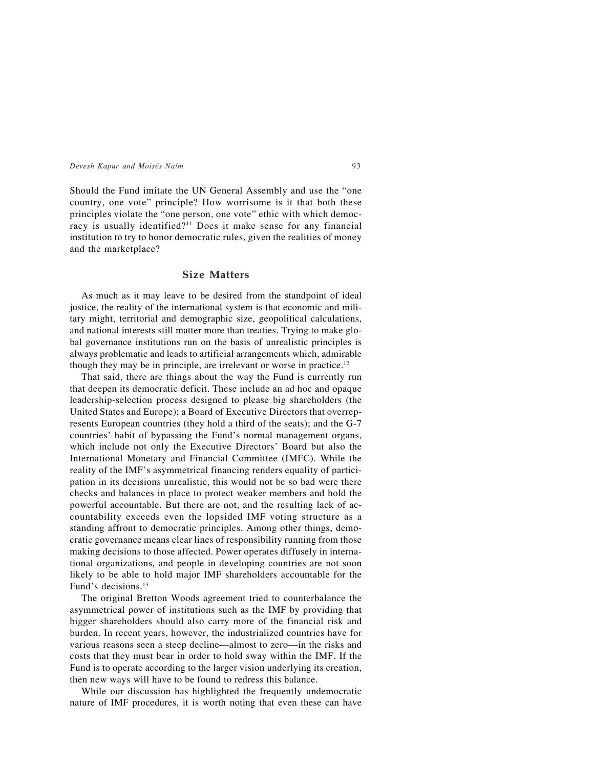Should the Fund imitate the UN General Assembly and use the "one country, one vote" principle? How worrisome is it that both these principles violate the "one person, one vote" ethic with which democracy is usually identified?[11] Does it make sense for any financial institution to try to honor democratic rules, given the realities of money and the marketplace?

## Size Matters

As much as it may leave to be desired from the standpoint of ideal justice, the reality of the international system is that economic and military might, territorial and demographic size, geopolitical calculations, and national interests still matter more than treaties. Trying to make global governance institutions run on the basis of unrealistic principles is always problematic and leads to artificial arrangements which, admirable though they may be in principle, are irrelevant or worse in practice.[12]

That said, there are things about the way the Fund is currently run that deepen its democratic deficit. These include an ad hoc and opaque leadership-selection process designed to please big shareholders (the United States and Europe); a Board of Executive Directors that overrepresents European countries (they hold a third of the seats); and the G-7 countries' habit of bypassing the Fund's normal management organs, which include not only the Executive Directors' Board but also the International Monetary and Financial Committee (IMFC). While the reality of the IMF's asymmetrical financing renders equality of participation in its decisions unrealistic, this would not be so bad were there checks and balances in place to protect weaker members and hold the powerful accountable. But there are not, and the resulting lack of accountability exceeds even the lopsided IMF voting structure as a standing affront to democratic principles. Among other things, democratic governance means clear lines of responsibility running from those making decisions to those affected. Power operates diffusely in international organizations, and people in developing countries are not soon likely to be able to hold major IMF shareholders accountable for the Fund's decisions.[13]

The original Bretton Woods agreement tried to counterbalance the asymmetrical power of institutions such as the IMF by providing that bigger shareholders should also carry more of the financial risk and burden. In recent years, however, the industrialized countries have for various reasons seen a steep decline—almost to zero—in the risks and costs that they must bear in order to hold sway within the IMF. If the Fund is to operate according to the larger vision underlying its creation, then new ways will have to be found to redress this balance.

While our discussion has highlighted the frequently undemocratic nature of IMF procedures, it is worth noting that even these can have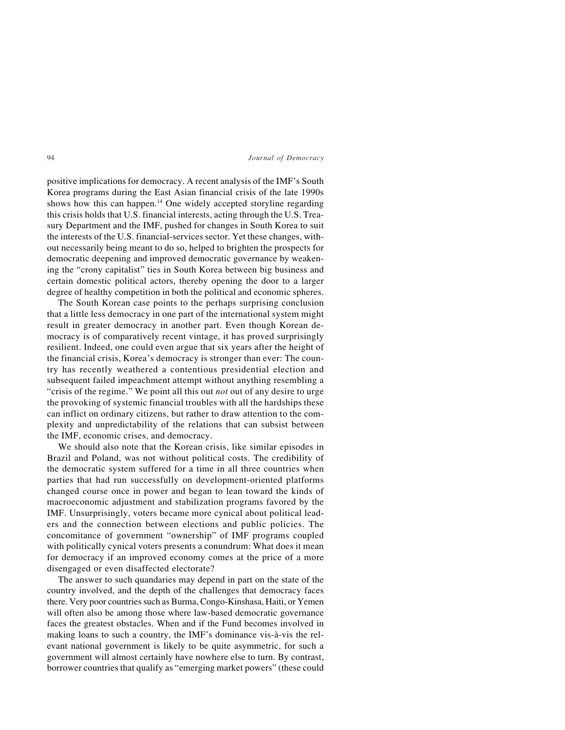positive implications for democracy. A recent analysis of the IMF's South Korea programs during the East Asian financial crisis of the late 1990s shows how this can happen.[14] One widely accepted storyline regarding this crisis holds that U.S. financial interests, acting through the U.S. Treasury Department and the IMF, pushed for changes in South Korea to suit the interests of the U.S. financial-services sector. Yet these changes, without necessarily being meant to do so, helped to brighten the prospects for democratic deepening and improved democratic governance by weakening the "crony capitalist" ties in South Korea between big business and certain domestic political actors, thereby opening the door to a larger degree of healthy competition in both the political and economic spheres.

The South Korean case points to the perhaps surprising conclusion that a little less democracy in one part of the international system might result in greater democracy in another part. Even though Korean democracy is of comparatively recent vintage, it has proved surprisingly resilient. Indeed, one could even argue that six years after the height of the financial crisis, Korea's democracy is stronger than ever: The country has recently weathered a contentious presidential election and subsequent failed impeachment attempt without anything resembling a "crisis of the regime." We point all this out *not* out of any desire to urge the provoking of systemic financial troubles with all the hardships these can inflict on ordinary citizens, but rather to draw attention to the complexity and unpredictability of the relations that can subsist between the IMF, economic crises, and democracy.

We should also note that the Korean crisis, like similar episodes in Brazil and Poland, was not without political costs. The credibility of the democratic system suffered for a time in all three countries when parties that had run successfully on development-oriented platforms changed course once in power and began to lean toward the kinds of macroeconomic adjustment and stabilization programs favored by the IMF. Unsurprisingly, voters became more cynical about political leaders and the connection between elections and public policies. The concomitance of government "ownership" of IMF programs coupled with politically cynical voters presents a conundrum: What does it mean for democracy if an improved economy comes at the price of a more disengaged or even disaffected electorate?

The answer to such quandaries may depend in part on the state of the country involved, and the depth of the challenges that democracy faces there. Very poor countries such as Burma, Congo-Kinshasa, Haiti, or Yemen will often also be among those where law-based democratic governance faces the greatest obstacles. When and if the Fund becomes involved in making loans to such a country, the IMF's dominance vis-à-vis the relevant national government is likely to be quite asymmetric, for such a government will almost certainly have nowhere else to turn. By contrast, borrower countries that qualify as "emerging market powers" (these could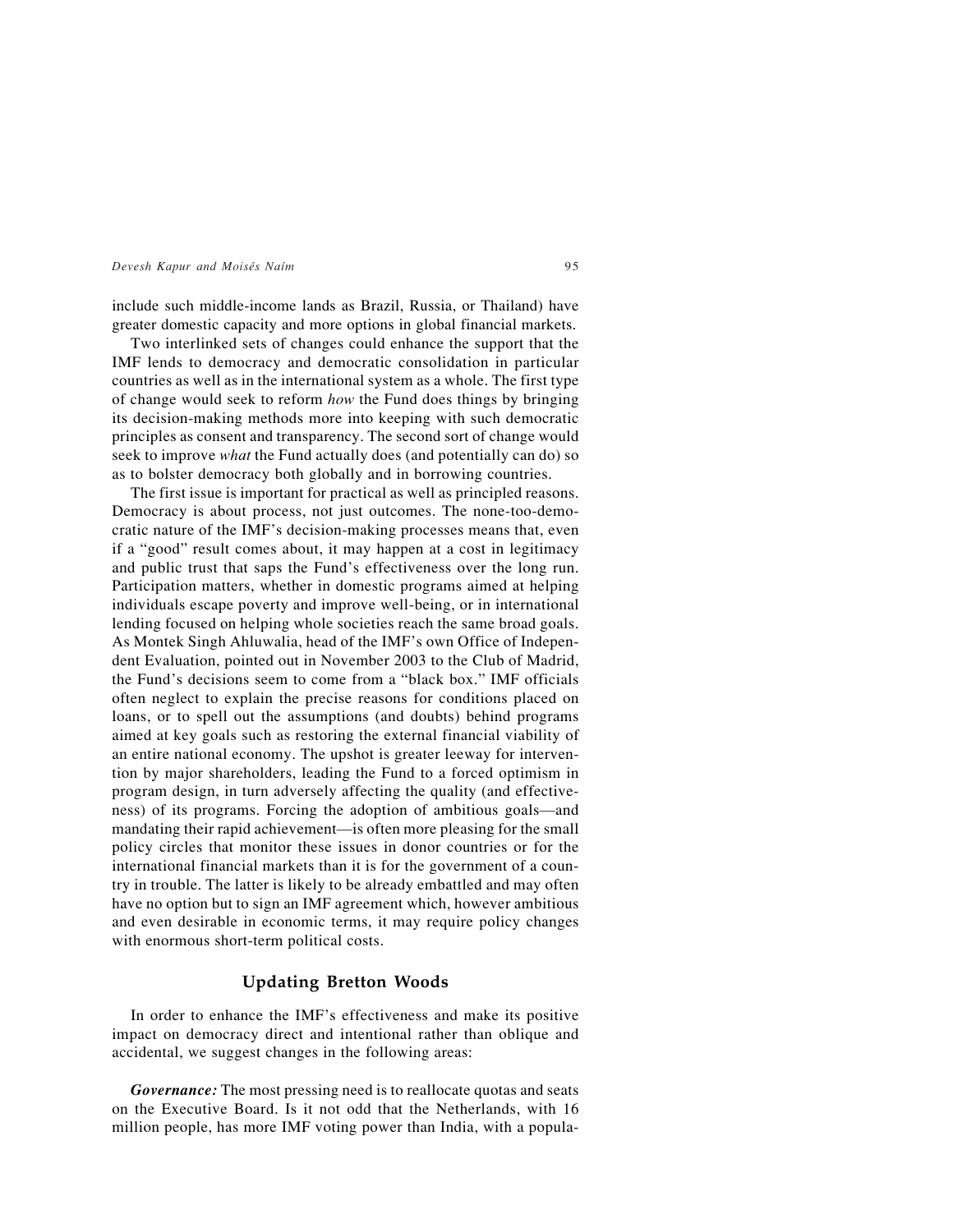include such middle-income lands as Brazil, Russia, or Thailand) have greater domestic capacity and more options in global financial markets.

Two interlinked sets of changes could enhance the support that the IMF lends to democracy and democratic consolidation in particular countries as well as in the international system as a whole. The first type of change would seek to reform *how* the Fund does things by bringing its decision-making methods more into keeping with such democratic principles as consent and transparency. The second sort of change would seek to improve *what* the Fund actually does (and potentially can do) so as to bolster democracy both globally and in borrowing countries.

The first issue is important for practical as well as principled reasons. Democracy is about process, not just outcomes. The none-too-democratic nature of the IMF's decision-making processes means that, even if a "good" result comes about, it may happen at a cost in legitimacy and public trust that saps the Fund's effectiveness over the long run. Participation matters, whether in domestic programs aimed at helping individuals escape poverty and improve well-being, or in international lending focused on helping whole societies reach the same broad goals. As Montek Singh Ahluwalia, head of the IMF's own Office of Independent Evaluation, pointed out in November 2003 to the Club of Madrid, the Fund's decisions seem to come from a "black box." IMF officials often neglect to explain the precise reasons for conditions placed on loans, or to spell out the assumptions (and doubts) behind programs aimed at key goals such as restoring the external financial viability of an entire national economy. The upshot is greater leeway for intervention by major shareholders, leading the Fund to a forced optimism in program design, in turn adversely affecting the quality (and effectiveness) of its programs. Forcing the adoption of ambitious goals—and mandating their rapid achievement—is often more pleasing for the small policy circles that monitor these issues in donor countries or for the international financial markets than it is for the government of a country in trouble. The latter is likely to be already embattled and may often have no option but to sign an IMF agreement which, however ambitious and even desirable in economic terms, it may require policy changes with enormous short-term political costs.

## Updating Bretton Woods

In order to enhance the IMF's effectiveness and make its positive impact on democracy direct and intentional rather than oblique and accidental, we suggest changes in the following areas:

***Governance:*** The most pressing need is to reallocate quotas and seats on the Executive Board. Is it not odd that the Netherlands, with 16 million people, has more IMF voting power than India, with a popula-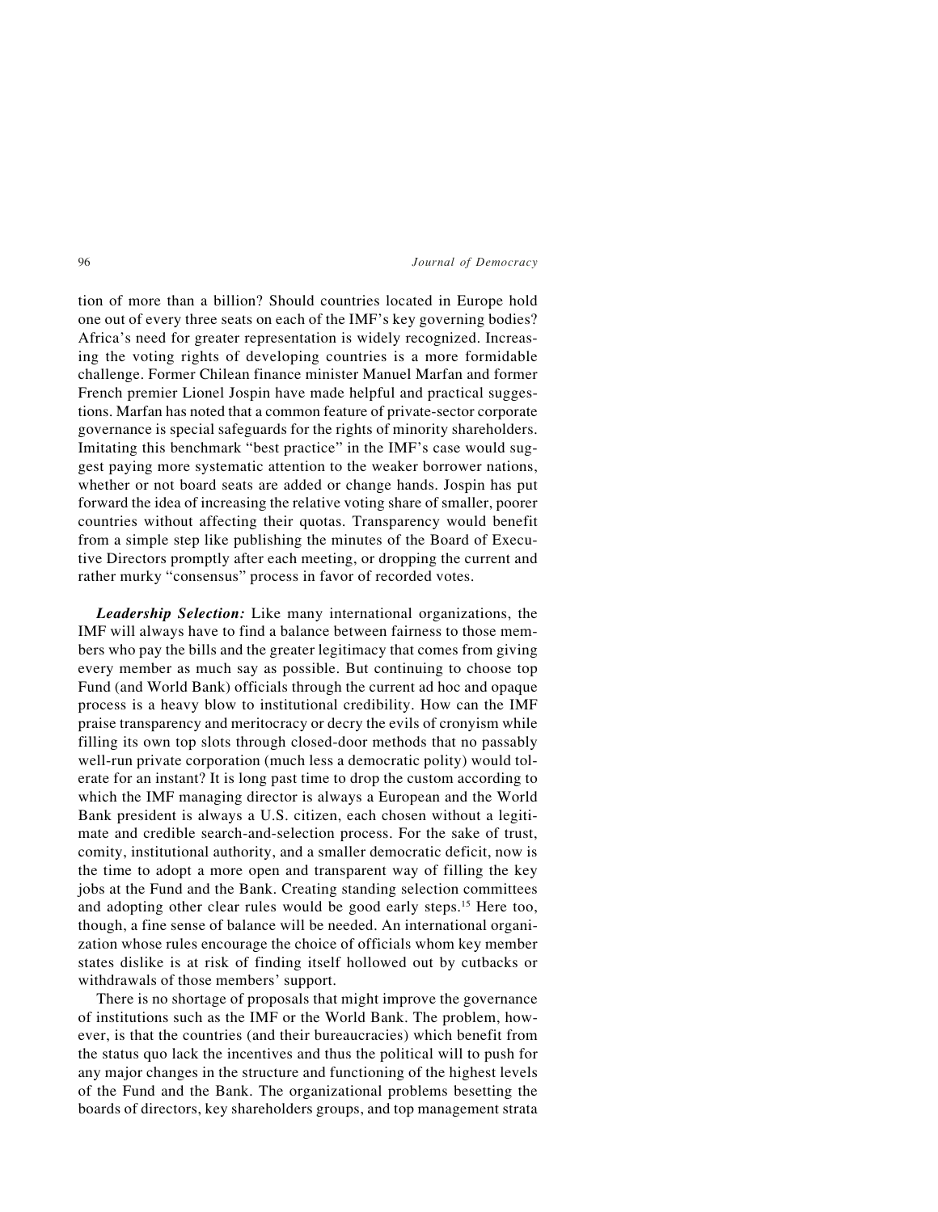tion of more than a billion? Should countries located in Europe hold one out of every three seats on each of the IMF's key governing bodies? Africa's need for greater representation is widely recognized. Increasing the voting rights of developing countries is a more formidable challenge. Former Chilean finance minister Manuel Marfan and former French premier Lionel Jospin have made helpful and practical suggestions. Marfan has noted that a common feature of private-sector corporate governance is special safeguards for the rights of minority shareholders. Imitating this benchmark "best practice" in the IMF's case would suggest paying more systematic attention to the weaker borrower nations, whether or not board seats are added or change hands. Jospin has put forward the idea of increasing the relative voting share of smaller, poorer countries without affecting their quotas. Transparency would benefit from a simple step like publishing the minutes of the Board of Executive Directors promptly after each meeting, or dropping the current and rather murky "consensus" process in favor of recorded votes.

***Leadership Selection:*** Like many international organizations, the IMF will always have to find a balance between fairness to those members who pay the bills and the greater legitimacy that comes from giving every member as much say as possible. But continuing to choose top Fund (and World Bank) officials through the current ad hoc and opaque process is a heavy blow to institutional credibility. How can the IMF praise transparency and meritocracy or decry the evils of cronyism while filling its own top slots through closed-door methods that no passably well-run private corporation (much less a democratic polity) would tolerate for an instant? It is long past time to drop the custom according to which the IMF managing director is always a European and the World Bank president is always a U.S. citizen, each chosen without a legitimate and credible search-and-selection process. For the sake of trust, comity, institutional authority, and a smaller democratic deficit, now is the time to adopt a more open and transparent way of filling the key jobs at the Fund and the Bank. Creating standing selection committees and adopting other clear rules would be good early steps.[15] Here too, though, a fine sense of balance will be needed. An international organization whose rules encourage the choice of officials whom key member states dislike is at risk of finding itself hollowed out by cutbacks or withdrawals of those members' support.

There is no shortage of proposals that might improve the governance of institutions such as the IMF or the World Bank. The problem, however, is that the countries (and their bureaucracies) which benefit from the status quo lack the incentives and thus the political will to push for any major changes in the structure and functioning of the highest levels of the Fund and the Bank. The organizational problems besetting the boards of directors, key shareholders groups, and top management strata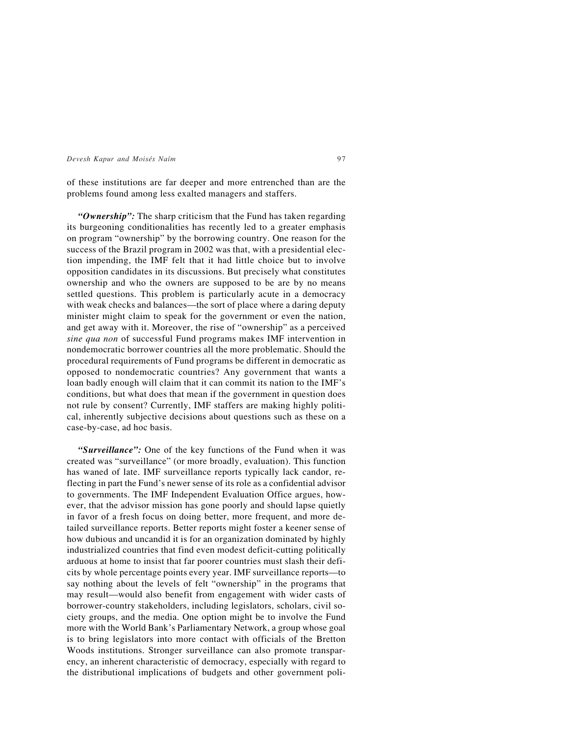of these institutions are far deeper and more entrenched than are the problems found among less exalted managers and staffers.

***"Ownership":*** The sharp criticism that the Fund has taken regarding its burgeoning conditionalities has recently led to a greater emphasis on program "ownership" by the borrowing country. One reason for the success of the Brazil program in 2002 was that, with a presidential election impending, the IMF felt that it had little choice but to involve opposition candidates in its discussions. But precisely what constitutes ownership and who the owners are supposed to be are by no means settled questions. This problem is particularly acute in a democracy with weak checks and balances—the sort of place where a daring deputy minister might claim to speak for the government or even the nation, and get away with it. Moreover, the rise of "ownership" as a perceived *sine qua non* of successful Fund programs makes IMF intervention in nondemocratic borrower countries all the more problematic. Should the procedural requirements of Fund programs be different in democratic as opposed to nondemocratic countries? Any government that wants a loan badly enough will claim that it can commit its nation to the IMF's conditions, but what does that mean if the government in question does not rule by consent? Currently, IMF staffers are making highly political, inherently subjective decisions about questions such as these on a case-by-case, ad hoc basis.

***"Surveillance":*** One of the key functions of the Fund when it was created was "surveillance" (or more broadly, evaluation). This function has waned of late. IMF surveillance reports typically lack candor, reflecting in part the Fund's newer sense of its role as a confidential advisor to governments. The IMF Independent Evaluation Office argues, however, that the advisor mission has gone poorly and should lapse quietly in favor of a fresh focus on doing better, more frequent, and more detailed surveillance reports. Better reports might foster a keener sense of how dubious and uncandid it is for an organization dominated by highly industrialized countries that find even modest deficit-cutting politically arduous at home to insist that far poorer countries must slash their deficits by whole percentage points every year. IMF surveillance reports—to say nothing about the levels of felt "ownership" in the programs that may result—would also benefit from engagement with wider casts of borrower-country stakeholders, including legislators, scholars, civil society groups, and the media. One option might be to involve the Fund more with the World Bank's Parliamentary Network, a group whose goal is to bring legislators into more contact with officials of the Bretton Woods institutions. Stronger surveillance can also promote transparency, an inherent characteristic of democracy, especially with regard to the distributional implications of budgets and other government poli-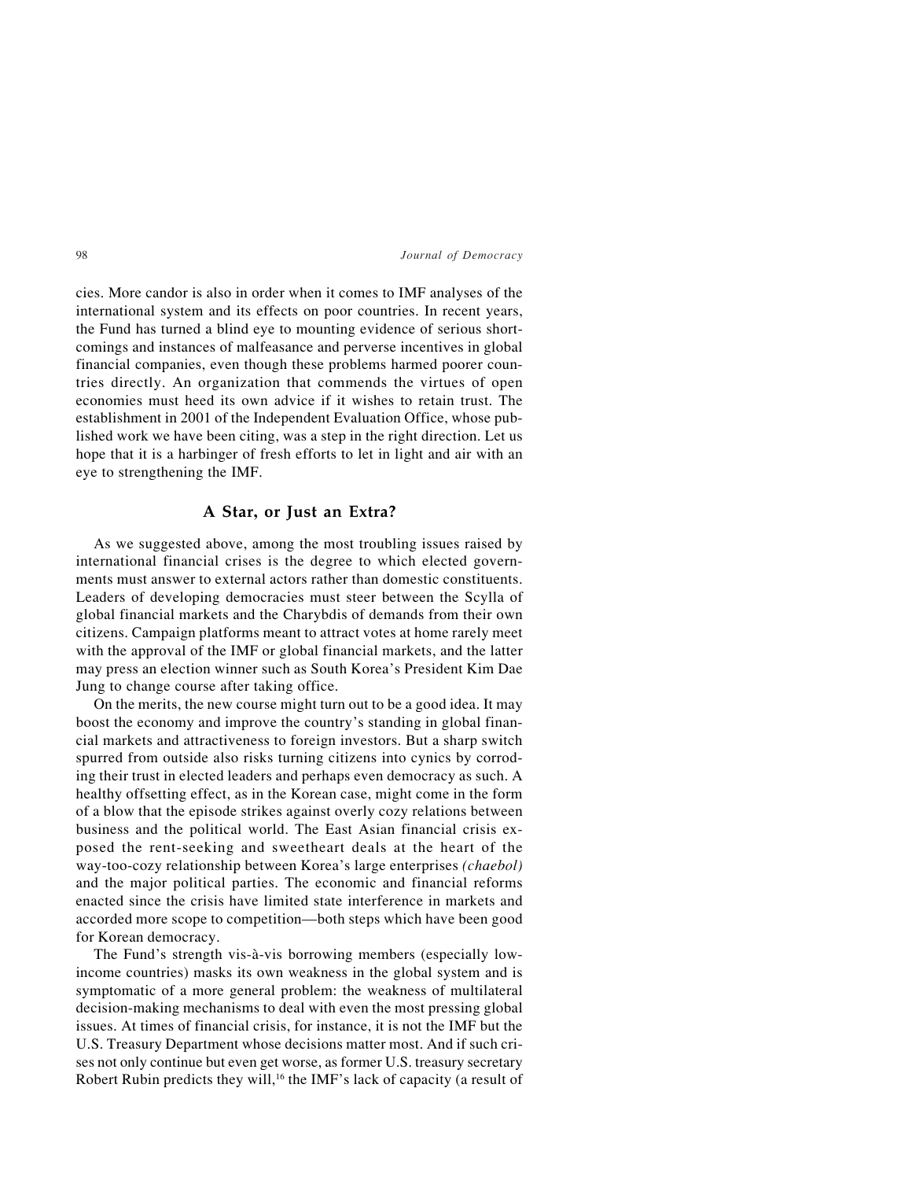cies. More candor is also in order when it comes to IMF analyses of the international system and its effects on poor countries. In recent years, the Fund has turned a blind eye to mounting evidence of serious shortcomings and instances of malfeasance and perverse incentives in global financial companies, even though these problems harmed poorer countries directly. An organization that commends the virtues of open economies must heed its own advice if it wishes to retain trust. The establishment in 2001 of the Independent Evaluation Office, whose published work we have been citing, was a step in the right direction. Let us hope that it is a harbinger of fresh efforts to let in light and air with an eye to strengthening the IMF.

## A Star, or Just an Extra?

As we suggested above, among the most troubling issues raised by international financial crises is the degree to which elected governments must answer to external actors rather than domestic constituents. Leaders of developing democracies must steer between the Scylla of global financial markets and the Charybdis of demands from their own citizens. Campaign platforms meant to attract votes at home rarely meet with the approval of the IMF or global financial markets, and the latter may press an election winner such as South Korea's President Kim Dae Jung to change course after taking office.

On the merits, the new course might turn out to be a good idea. It may boost the economy and improve the country's standing in global financial markets and attractiveness to foreign investors. But a sharp switch spurred from outside also risks turning citizens into cynics by corroding their trust in elected leaders and perhaps even democracy as such. A healthy offsetting effect, as in the Korean case, might come in the form of a blow that the episode strikes against overly cozy relations between business and the political world. The East Asian financial crisis exposed the rent-seeking and sweetheart deals at the heart of the way-too-cozy relationship between Korea's large enterprises *(chaebol)* and the major political parties. The economic and financial reforms enacted since the crisis have limited state interference in markets and accorded more scope to competition—both steps which have been good for Korean democracy.

The Fund's strength vis-à-vis borrowing members (especially low-income countries) masks its own weakness in the global system and is symptomatic of a more general problem: the weakness of multilateral decision-making mechanisms to deal with even the most pressing global issues. At times of financial crisis, for instance, it is not the IMF but the U.S. Treasury Department whose decisions matter most. And if such crises not only continue but even get worse, as former U.S. treasury secretary Robert Rubin predicts they will,[16] the IMF's lack of capacity (a result of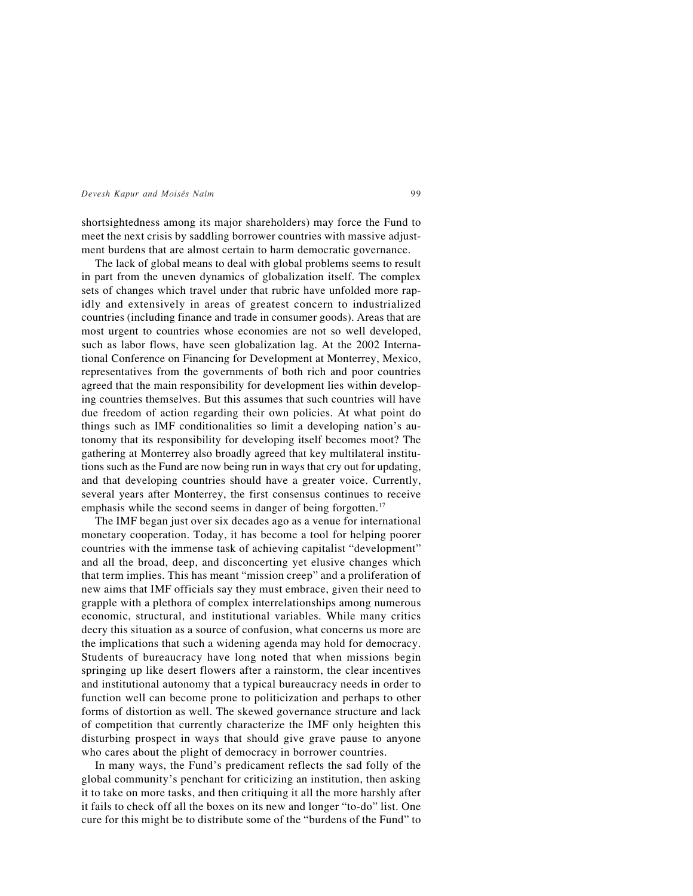shortsightedness among its major shareholders) may force the Fund to meet the next crisis by saddling borrower countries with massive adjustment burdens that are almost certain to harm democratic governance.

The lack of global means to deal with global problems seems to result in part from the uneven dynamics of globalization itself. The complex sets of changes which travel under that rubric have unfolded more rapidly and extensively in areas of greatest concern to industrialized countries (including finance and trade in consumer goods). Areas that are most urgent to countries whose economies are not so well developed, such as labor flows, have seen globalization lag. At the 2002 International Conference on Financing for Development at Monterrey, Mexico, representatives from the governments of both rich and poor countries agreed that the main responsibility for development lies within developing countries themselves. But this assumes that such countries will have due freedom of action regarding their own policies. At what point do things such as IMF conditionalities so limit a developing nation's autonomy that its responsibility for developing itself becomes moot? The gathering at Monterrey also broadly agreed that key multilateral institutions such as the Fund are now being run in ways that cry out for updating, and that developing countries should have a greater voice. Currently, several years after Monterrey, the first consensus continues to receive emphasis while the second seems in danger of being forgotten.[17]

The IMF began just over six decades ago as a venue for international monetary cooperation. Today, it has become a tool for helping poorer countries with the immense task of achieving capitalist "development" and all the broad, deep, and disconcerting yet elusive changes which that term implies. This has meant "mission creep" and a proliferation of new aims that IMF officials say they must embrace, given their need to grapple with a plethora of complex interrelationships among numerous economic, structural, and institutional variables. While many critics decry this situation as a source of confusion, what concerns us more are the implications that such a widening agenda may hold for democracy. Students of bureaucracy have long noted that when missions begin springing up like desert flowers after a rainstorm, the clear incentives and institutional autonomy that a typical bureaucracy needs in order to function well can become prone to politicization and perhaps to other forms of distortion as well. The skewed governance structure and lack of competition that currently characterize the IMF only heighten this disturbing prospect in ways that should give grave pause to anyone who cares about the plight of democracy in borrower countries.

In many ways, the Fund's predicament reflects the sad folly of the global community's penchant for criticizing an institution, then asking it to take on more tasks, and then critiquing it all the more harshly after it fails to check off all the boxes on its new and longer "to-do" list. One cure for this might be to distribute some of the "burdens of the Fund" to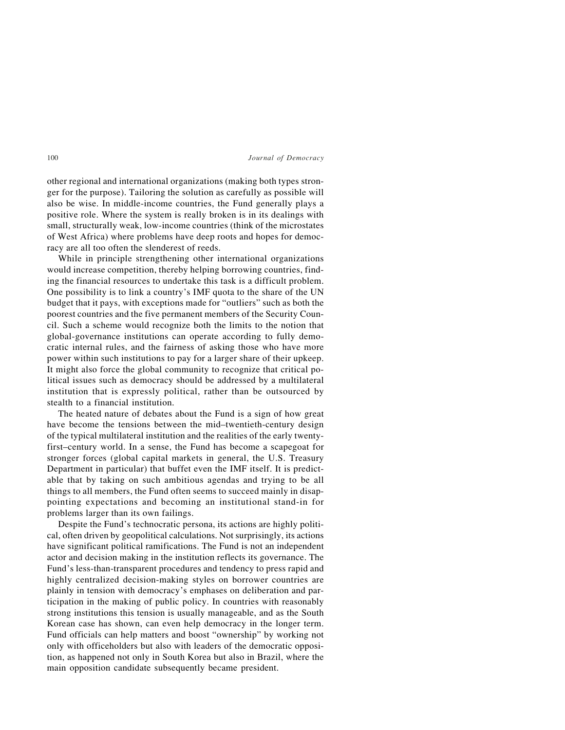other regional and international organizations (making both types stronger for the purpose). Tailoring the solution as carefully as possible will also be wise. In middle-income countries, the Fund generally plays a positive role. Where the system is really broken is in its dealings with small, structurally weak, low-income countries (think of the microstates of West Africa) where problems have deep roots and hopes for democracy are all too often the slenderest of reeds.

While in principle strengthening other international organizations would increase competition, thereby helping borrowing countries, finding the financial resources to undertake this task is a difficult problem. One possibility is to link a country's IMF quota to the share of the UN budget that it pays, with exceptions made for "outliers" such as both the poorest countries and the five permanent members of the Security Council. Such a scheme would recognize both the limits to the notion that global-governance institutions can operate according to fully democratic internal rules, and the fairness of asking those who have more power within such institutions to pay for a larger share of their upkeep. It might also force the global community to recognize that critical political issues such as democracy should be addressed by a multilateral institution that is expressly political, rather than be outsourced by stealth to a financial institution.

The heated nature of debates about the Fund is a sign of how great have become the tensions between the mid–twentieth-century design of the typical multilateral institution and the realities of the early twenty-first–century world. In a sense, the Fund has become a scapegoat for stronger forces (global capital markets in general, the U.S. Treasury Department in particular) that buffet even the IMF itself. It is predictable that by taking on such ambitious agendas and trying to be all things to all members, the Fund often seems to succeed mainly in disappointing expectations and becoming an institutional stand-in for problems larger than its own failings.

Despite the Fund's technocratic persona, its actions are highly political, often driven by geopolitical calculations. Not surprisingly, its actions have significant political ramifications. The Fund is not an independent actor and decision making in the institution reflects its governance. The Fund's less-than-transparent procedures and tendency to press rapid and highly centralized decision-making styles on borrower countries are plainly in tension with democracy's emphases on deliberation and participation in the making of public policy. In countries with reasonably strong institutions this tension is usually manageable, and as the South Korean case has shown, can even help democracy in the longer term. Fund officials can help matters and boost "ownership" by working not only with officeholders but also with leaders of the democratic opposition, as happened not only in South Korea but also in Brazil, where the main opposition candidate subsequently became president.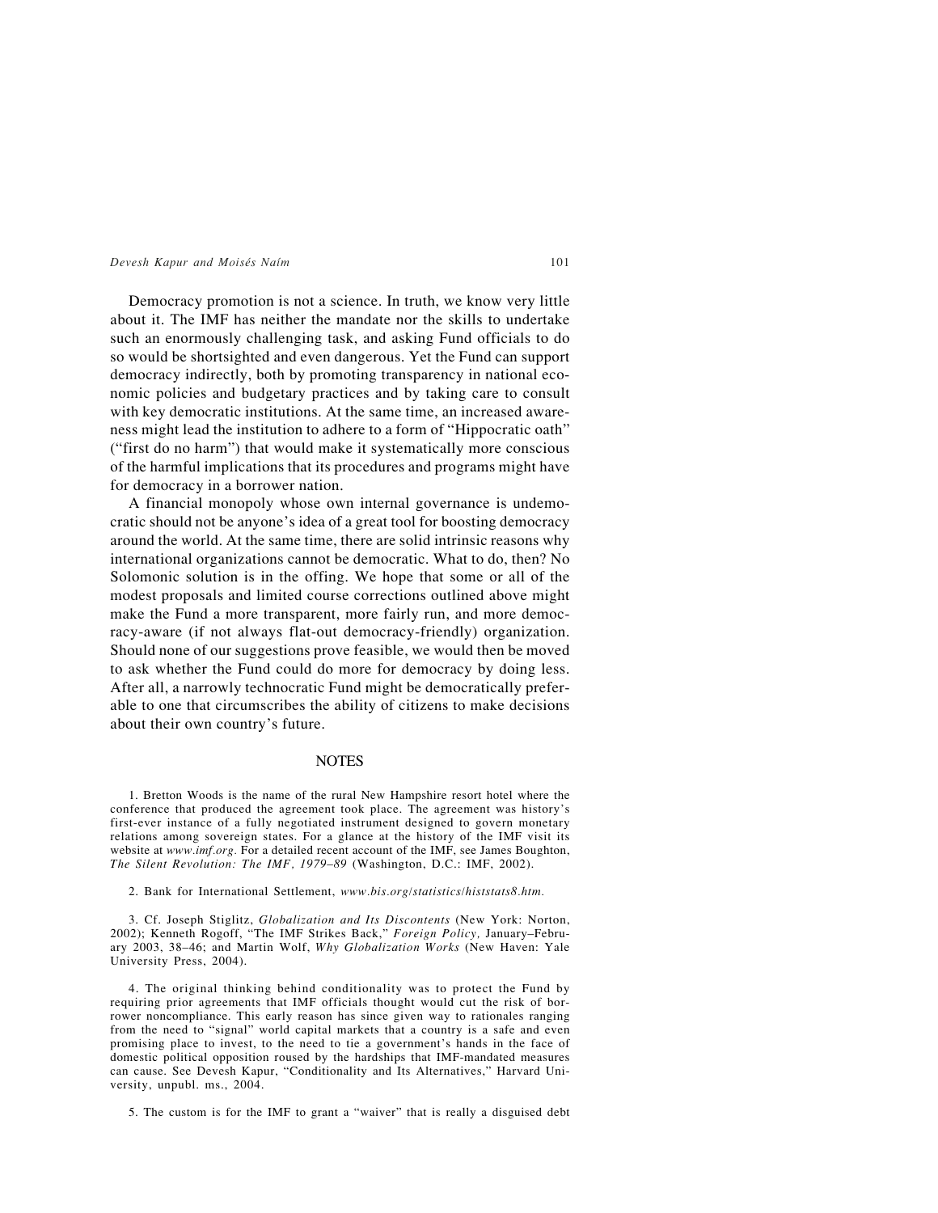Democracy promotion is not a science. In truth, we know very little about it. The IMF has neither the mandate nor the skills to undertake such an enormously challenging task, and asking Fund officials to do so would be shortsighted and even dangerous. Yet the Fund can support democracy indirectly, both by promoting transparency in national economic policies and budgetary practices and by taking care to consult with key democratic institutions. At the same time, an increased awareness might lead the institution to adhere to a form of "Hippocratic oath" ("first do no harm") that would make it systematically more conscious of the harmful implications that its procedures and programs might have for democracy in a borrower nation.

A financial monopoly whose own internal governance is undemocratic should not be anyone's idea of a great tool for boosting democracy around the world. At the same time, there are solid intrinsic reasons why international organizations cannot be democratic. What to do, then? No Solomonic solution is in the offing. We hope that some or all of the modest proposals and limited course corrections outlined above might make the Fund a more transparent, more fairly run, and more democracy-aware (if not always flat-out democracy-friendly) organization. Should none of our suggestions prove feasible, we would then be moved to ask whether the Fund could do more for democracy by doing less. After all, a narrowly technocratic Fund might be democratically preferable to one that circumscribes the ability of citizens to make decisions about their own country's future.

## NOTES

1. Bretton Woods is the name of the rural New Hampshire resort hotel where the conference that produced the agreement took place. The agreement was history's first-ever instance of a fully negotiated instrument designed to govern monetary relations among sovereign states. For a glance at the history of the IMF visit its website at *www.imf.org*. For a detailed recent account of the IMF, see James Boughton, *The Silent Revolution: The IMF, 1979–89* (Washington, D.C.: IMF, 2002).

2. Bank for International Settlement, *www.bis.org/statistics/histstats8.htm.*

3. Cf. Joseph Stiglitz, *Globalization and Its Discontents* (New York: Norton, 2002); Kenneth Rogoff, "The IMF Strikes Back," *Foreign Policy,* January–February 2003, 38–46; and Martin Wolf, *Why Globalization Works* (New Haven: Yale University Press, 2004).

4. The original thinking behind conditionality was to protect the Fund by requiring prior agreements that IMF officials thought would cut the risk of borrower noncompliance. This early reason has since given way to rationales ranging from the need to "signal" world capital markets that a country is a safe and even promising place to invest, to the need to tie a government's hands in the face of domestic political opposition roused by the hardships that IMF-mandated measures can cause. See Devesh Kapur, "Conditionality and Its Alternatives," Harvard University, unpubl. ms., 2004.

5. The custom is for the IMF to grant a "waiver" that is really a disguised debt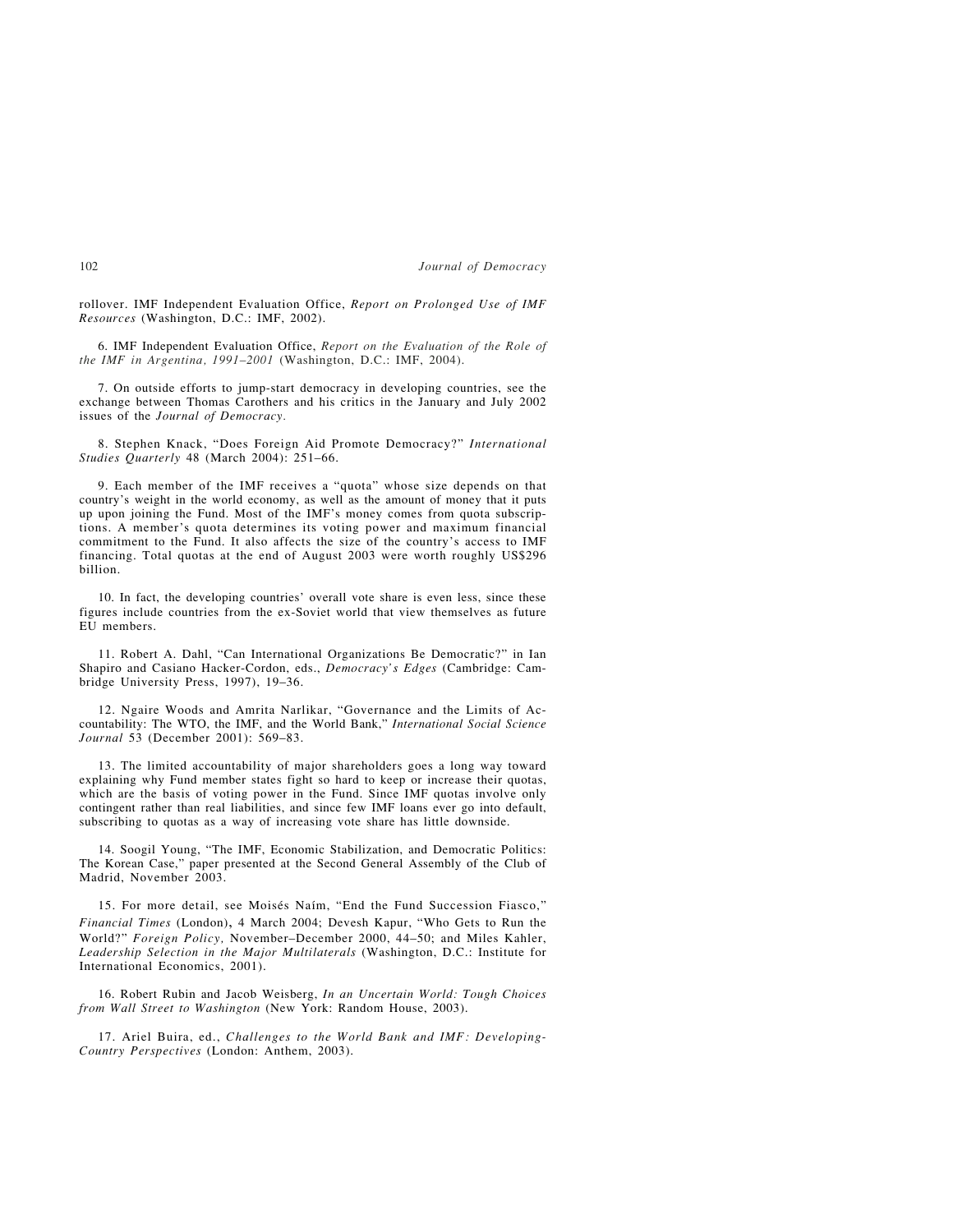rollover. IMF Independent Evaluation Office, *Report on Prolonged Use of IMF Resources* (Washington, D.C.: IMF, 2002).

6. IMF Independent Evaluation Office, *Report on the Evaluation of the Role of the IMF in Argentina, 1991–2001* (Washington, D.C.: IMF, 2004).

7. On outside efforts to jump-start democracy in developing countries, see the exchange between Thomas Carothers and his critics in the January and July 2002 issues of the *Journal of Democracy.*

8. Stephen Knack, "Does Foreign Aid Promote Democracy?" *International Studies Quarterly* 48 (March 2004): 251–66.

9. Each member of the IMF receives a "quota" whose size depends on that country's weight in the world economy, as well as the amount of money that it puts up upon joining the Fund. Most of the IMF's money comes from quota subscriptions. A member's quota determines its voting power and maximum financial commitment to the Fund. It also affects the size of the country's access to IMF financing. Total quotas at the end of August 2003 were worth roughly US$296 billion.

10. In fact, the developing countries' overall vote share is even less, since these figures include countries from the ex-Soviet world that view themselves as future EU members.

11. Robert A. Dahl, "Can International Organizations Be Democratic?" in Ian Shapiro and Casiano Hacker-Cordon, eds., *Democracy's Edges* (Cambridge: Cambridge University Press, 1997), 19–36.

12. Ngaire Woods and Amrita Narlikar, "Governance and the Limits of Accountability: The WTO, the IMF, and the World Bank," *International Social Science Journal* 53 (December 2001): 569–83.

13. The limited accountability of major shareholders goes a long way toward explaining why Fund member states fight so hard to keep or increase their quotas, which are the basis of voting power in the Fund. Since IMF quotas involve only contingent rather than real liabilities, and since few IMF loans ever go into default, subscribing to quotas as a way of increasing vote share has little downside.

14. Soogil Young, "The IMF, Economic Stabilization, and Democratic Politics: The Korean Case," paper presented at the Second General Assembly of the Club of Madrid, November 2003.

15. For more detail, see Moisés Naím, "End the Fund Succession Fiasco," *Financial Times* (London), 4 March 2004; Devesh Kapur, "Who Gets to Run the World?" *Foreign Policy,* November–December 2000, 44–50; and Miles Kahler, *Leadership Selection in the Major Multilaterals* (Washington, D.C.: Institute for International Economics, 2001).

16. Robert Rubin and Jacob Weisberg, *In an Uncertain World: Tough Choices from Wall Street to Washington* (New York: Random House, 2003).

17. Ariel Buira, ed., *Challenges to the World Bank and IMF: Developing-Country Perspectives* (London: Anthem, 2003).